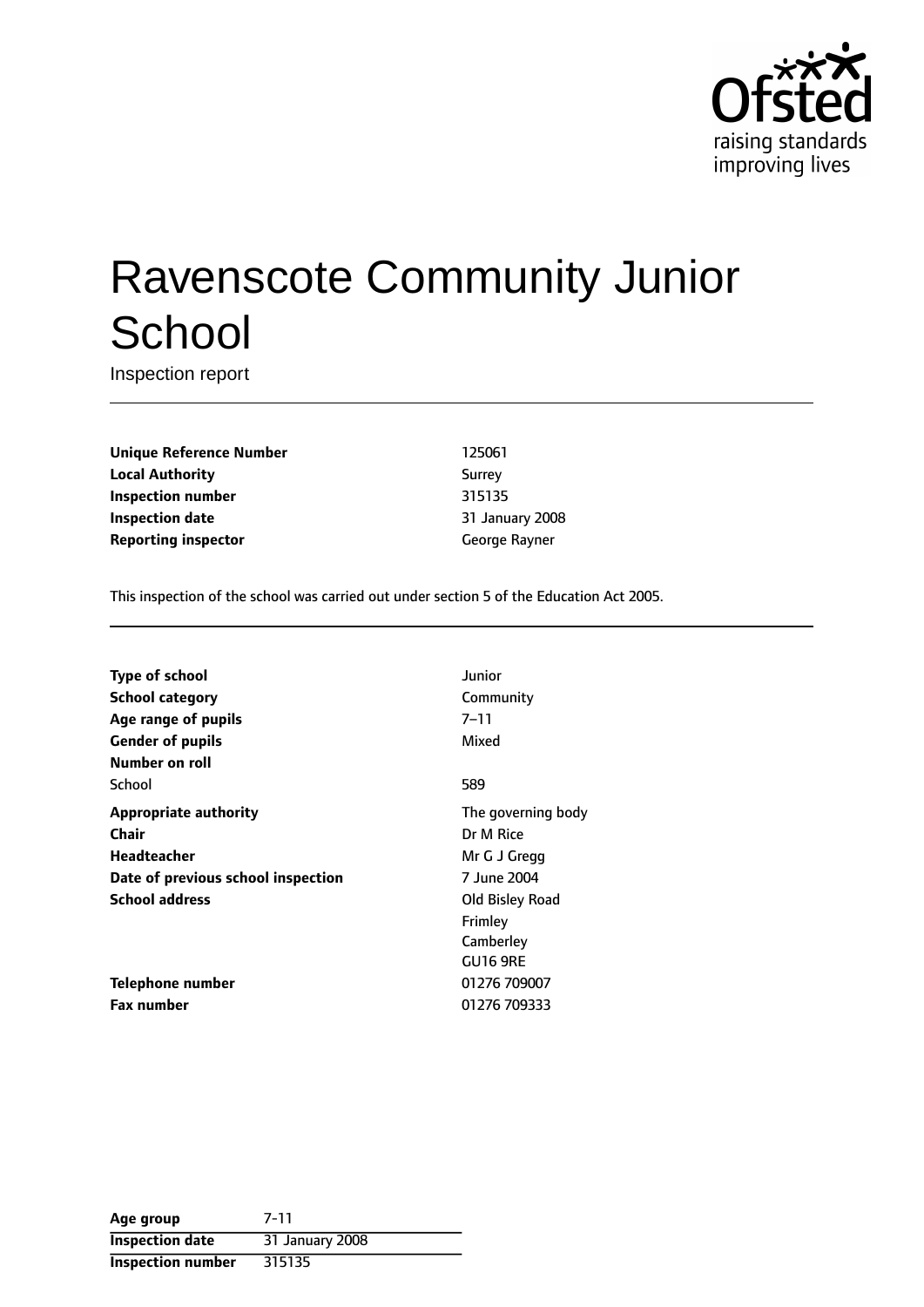Ofsted
raising standards
improving lives

# Ravenscote Community Junior School

Inspection report

| | |
|---|---|
| **Unique Reference Number** | 125061 |
| **Local Authority** | Surrey |
| **Inspection number** | 315135 |
| **Inspection date** | 31 January 2008 |
| **Reporting inspector** | George Rayner |

This inspection of the school was carried out under section 5 of the Education Act 2005.

| | |
|---|---|
| **Type of school** | Junior |
| **School category** | Community |
| **Age range of pupils** | 7–11 |
| **Gender of pupils** | Mixed |
| **Number on roll** | |
| School | 589 |
| **Appropriate authority** | The governing body |
| **Chair** | Dr M Rice |
| **Headteacher** | Mr G J Gregg |
| **Date of previous school inspection** | 7 June 2004 |
| **School address** | Old Bisley Road<br>Frimley<br>Camberley<br>GU16 9RE |
| **Telephone number** | 01276 709007 |
| **Fax number** | 01276 709333 |

| | |
|---|---|
| **Age group** | 7-11 |
| **Inspection date** | 31 January 2008 |
| **Inspection number** | 315135 |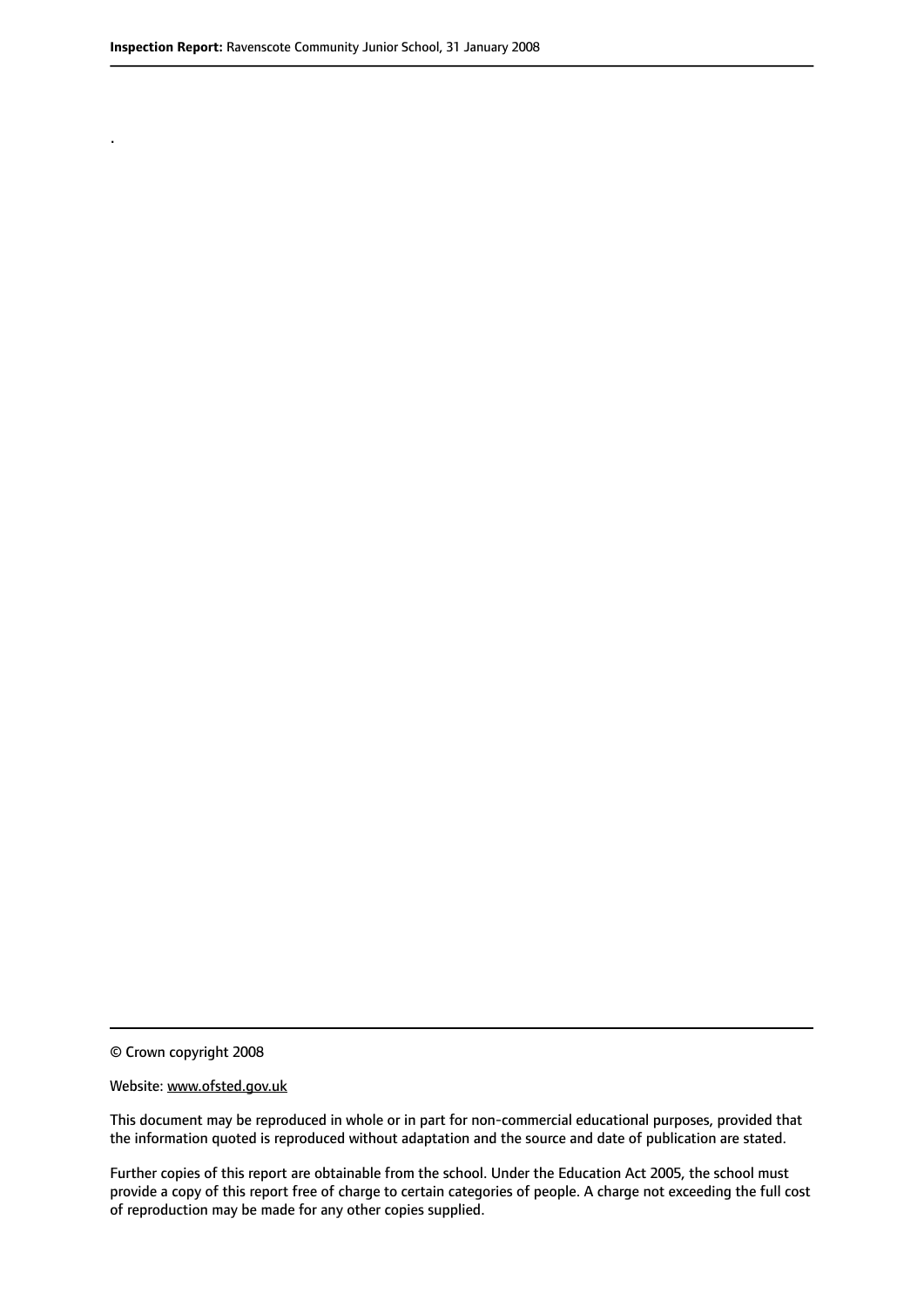.

© Crown copyright 2008

Website: www.ofsted.gov.uk

This document may be reproduced in whole or in part for non-commercial educational purposes, provided that the information quoted is reproduced without adaptation and the source and date of publication are stated.

Further copies of this report are obtainable from the school. Under the Education Act 2005, the school must provide a copy of this report free of charge to certain categories of people. A charge not exceeding the full cost of reproduction may be made for any other copies supplied.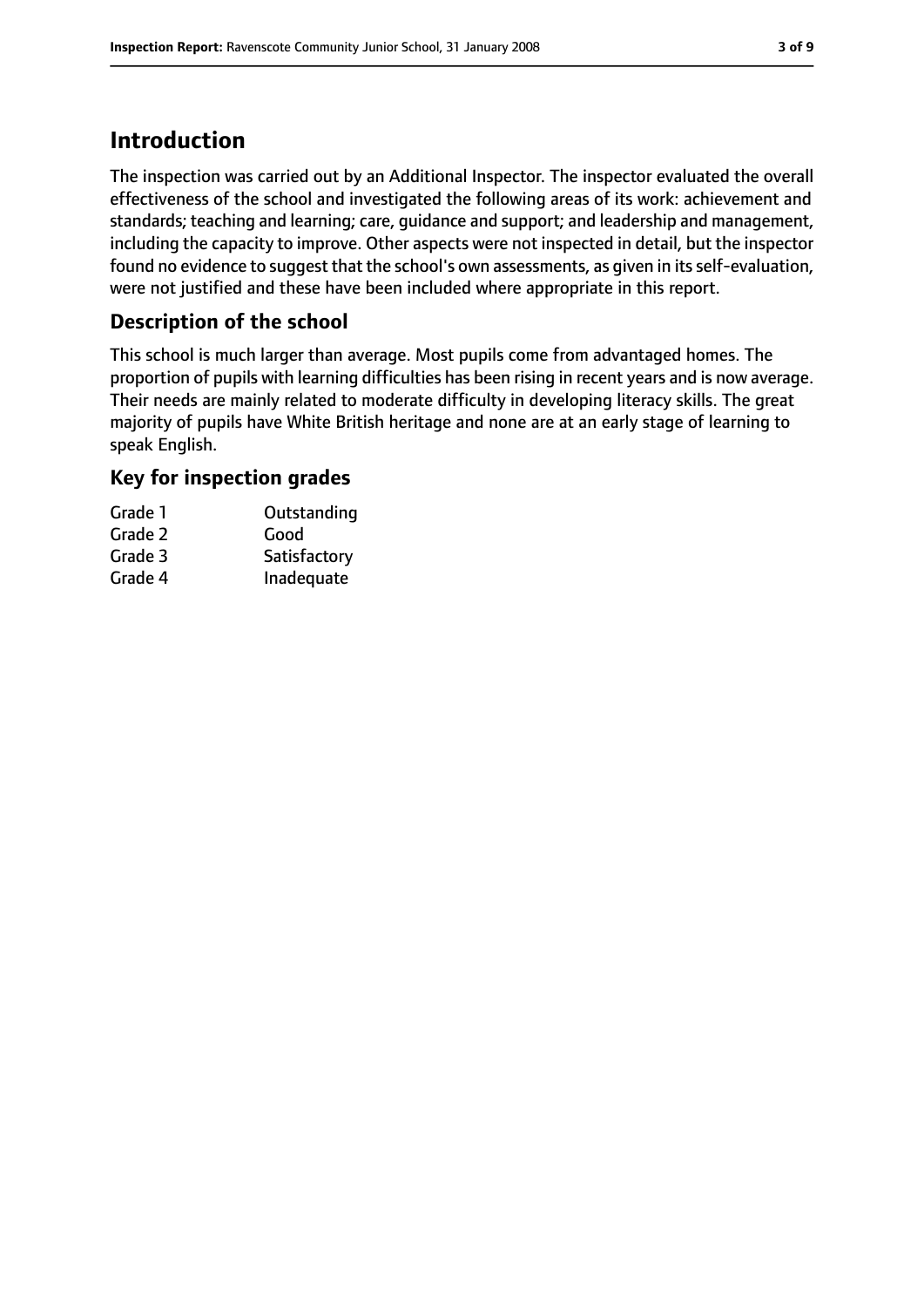# Introduction

The inspection was carried out by an Additional Inspector. The inspector evaluated the overall effectiveness of the school and investigated the following areas of its work: achievement and standards; teaching and learning; care, guidance and support; and leadership and management, including the capacity to improve. Other aspects were not inspected in detail, but the inspector found no evidence to suggest that the school's own assessments, as given in its self-evaluation, were not justified and these have been included where appropriate in this report.

## Description of the school

This school is much larger than average. Most pupils come from advantaged homes. The proportion of pupils with learning difficulties has been rising in recent years and is now average. Their needs are mainly related to moderate difficulty in developing literacy skills. The great majority of pupils have White British heritage and none are at an early stage of learning to speak English.

## Key for inspection grades

| | |
|---|---|
| Grade 1 | Outstanding |
| Grade 2 | Good |
| Grade 3 | Satisfactory |
| Grade 4 | Inadequate |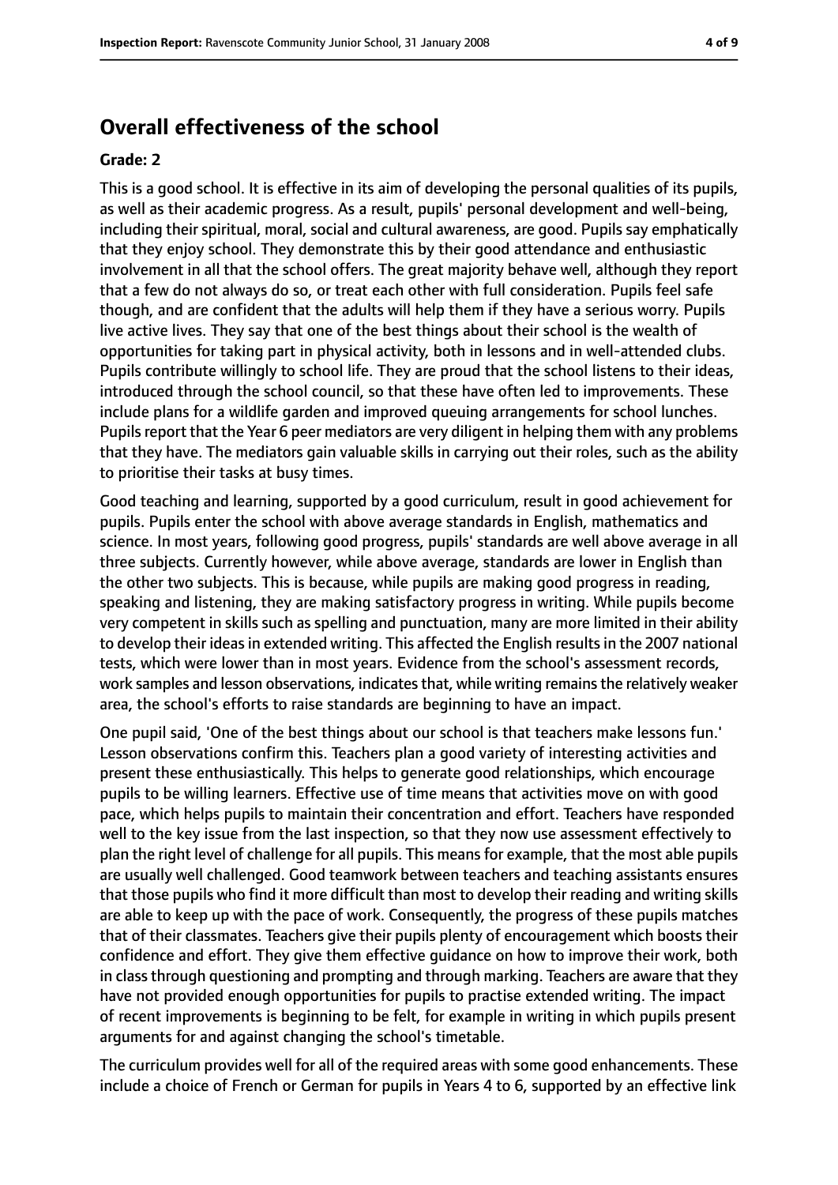## Overall effectiveness of the school

**Grade: 2**

This is a good school. It is effective in its aim of developing the personal qualities of its pupils, as well as their academic progress. As a result, pupils' personal development and well-being, including their spiritual, moral, social and cultural awareness, are good. Pupils say emphatically that they enjoy school. They demonstrate this by their good attendance and enthusiastic involvement in all that the school offers. The great majority behave well, although they report that a few do not always do so, or treat each other with full consideration. Pupils feel safe though, and are confident that the adults will help them if they have a serious worry. Pupils live active lives. They say that one of the best things about their school is the wealth of opportunities for taking part in physical activity, both in lessons and in well-attended clubs. Pupils contribute willingly to school life. They are proud that the school listens to their ideas, introduced through the school council, so that these have often led to improvements. These include plans for a wildlife garden and improved queuing arrangements for school lunches. Pupils report that the Year 6 peer mediators are very diligent in helping them with any problems that they have. The mediators gain valuable skills in carrying out their roles, such as the ability to prioritise their tasks at busy times.

Good teaching and learning, supported by a good curriculum, result in good achievement for pupils. Pupils enter the school with above average standards in English, mathematics and science. In most years, following good progress, pupils' standards are well above average in all three subjects. Currently however, while above average, standards are lower in English than the other two subjects. This is because, while pupils are making good progress in reading, speaking and listening, they are making satisfactory progress in writing. While pupils become very competent in skills such as spelling and punctuation, many are more limited in their ability to develop their ideas in extended writing. This affected the English results in the 2007 national tests, which were lower than in most years. Evidence from the school's assessment records, work samples and lesson observations, indicates that, while writing remains the relatively weaker area, the school's efforts to raise standards are beginning to have an impact.

One pupil said, 'One of the best things about our school is that teachers make lessons fun.' Lesson observations confirm this. Teachers plan a good variety of interesting activities and present these enthusiastically. This helps to generate good relationships, which encourage pupils to be willing learners. Effective use of time means that activities move on with good pace, which helps pupils to maintain their concentration and effort. Teachers have responded well to the key issue from the last inspection, so that they now use assessment effectively to plan the right level of challenge for all pupils. This means for example, that the most able pupils are usually well challenged. Good teamwork between teachers and teaching assistants ensures that those pupils who find it more difficult than most to develop their reading and writing skills are able to keep up with the pace of work. Consequently, the progress of these pupils matches that of their classmates. Teachers give their pupils plenty of encouragement which boosts their confidence and effort. They give them effective guidance on how to improve their work, both in class through questioning and prompting and through marking. Teachers are aware that they have not provided enough opportunities for pupils to practise extended writing. The impact of recent improvements is beginning to be felt, for example in writing in which pupils present arguments for and against changing the school's timetable.

The curriculum provides well for all of the required areas with some good enhancements. These include a choice of French or German for pupils in Years 4 to 6, supported by an effective link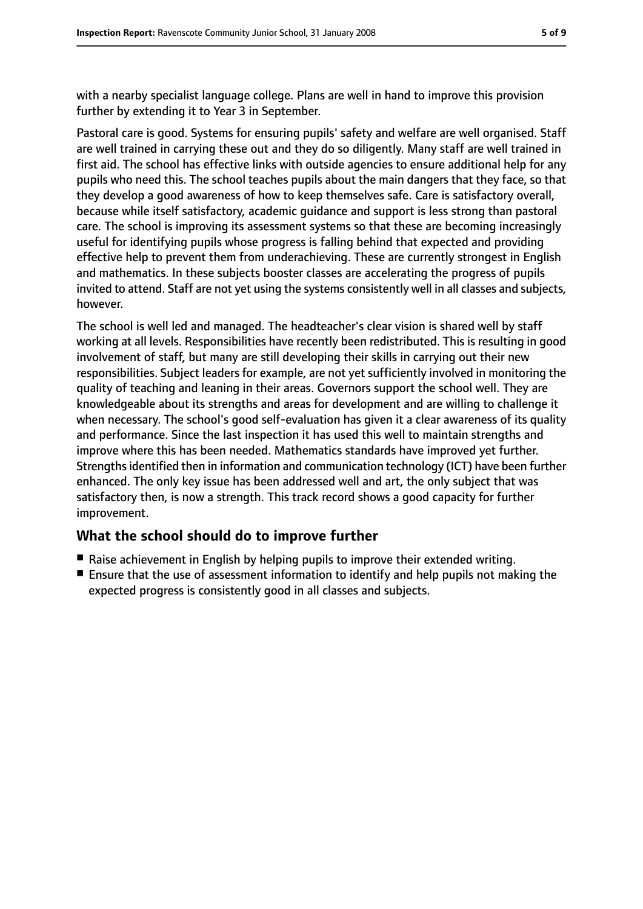with a nearby specialist language college. Plans are well in hand to improve this provision further by extending it to Year 3 in September.

Pastoral care is good. Systems for ensuring pupils' safety and welfare are well organised. Staff are well trained in carrying these out and they do so diligently. Many staff are well trained in first aid. The school has effective links with outside agencies to ensure additional help for any pupils who need this. The school teaches pupils about the main dangers that they face, so that they develop a good awareness of how to keep themselves safe. Care is satisfactory overall, because while itself satisfactory, academic guidance and support is less strong than pastoral care. The school is improving its assessment systems so that these are becoming increasingly useful for identifying pupils whose progress is falling behind that expected and providing effective help to prevent them from underachieving. These are currently strongest in English and mathematics. In these subjects booster classes are accelerating the progress of pupils invited to attend. Staff are not yet using the systems consistently well in all classes and subjects, however.

The school is well led and managed. The headteacher's clear vision is shared well by staff working at all levels. Responsibilities have recently been redistributed. This is resulting in good involvement of staff, but many are still developing their skills in carrying out their new responsibilities. Subject leaders for example, are not yet sufficiently involved in monitoring the quality of teaching and leaning in their areas. Governors support the school well. They are knowledgeable about its strengths and areas for development and are willing to challenge it when necessary. The school's good self-evaluation has given it a clear awareness of its quality and performance. Since the last inspection it has used this well to maintain strengths and improve where this has been needed. Mathematics standards have improved yet further. Strengths identified then in information and communication technology (ICT) have been further enhanced. The only key issue has been addressed well and art, the only subject that was satisfactory then, is now a strength. This track record shows a good capacity for further improvement.

## What the school should do to improve further

- Raise achievement in English by helping pupils to improve their extended writing.
- Ensure that the use of assessment information to identify and help pupils not making the expected progress is consistently good in all classes and subjects.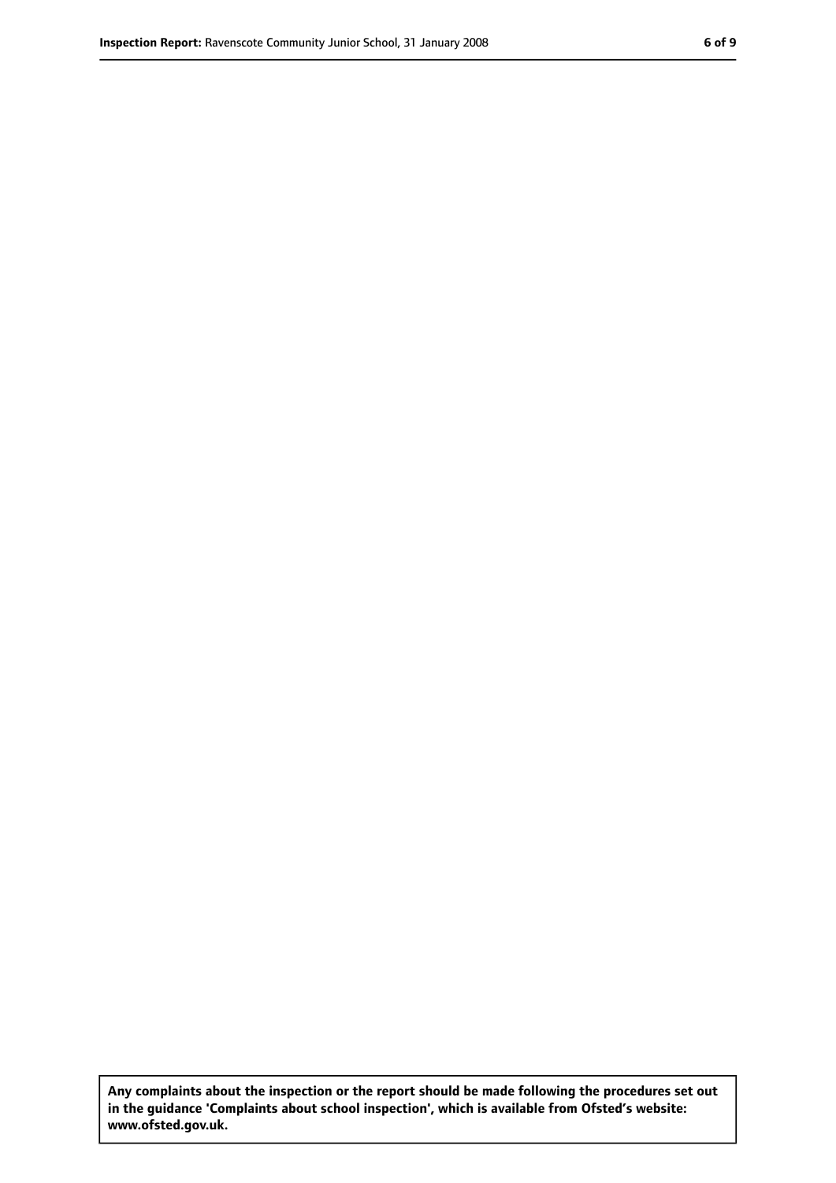**Any complaints about the inspection or the report should be made following the procedures set out in the guidance 'Complaints about school inspection', which is available from Ofsted's website: www.ofsted.gov.uk.**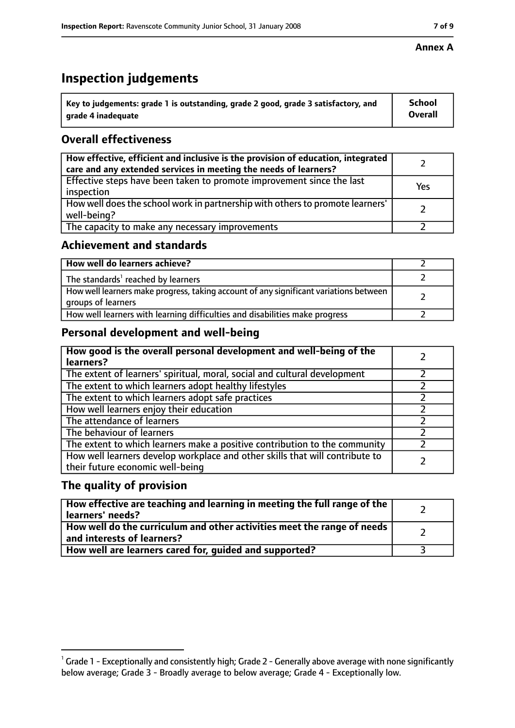**Annex A**

# Inspection judgements

| Key to judgements: grade 1 is outstanding, grade 2 good, grade 3 satisfactory, and grade 4 inadequate | School Overall |
|---|---|

## Overall effectiveness

| | |
|---|---|
| How effective, efficient and inclusive is the provision of education, integrated care and any extended services in meeting the needs of learners? | 2 |
| Effective steps have been taken to promote improvement since the last inspection | Yes |
| How well does the school work in partnership with others to promote learners' well-being? | 2 |
| The capacity to make any necessary improvements | 2 |

## Achievement and standards

| | |
|---|---|
| How well do learners achieve? | 2 |
| The standards[1] reached by learners | 2 |
| How well learners make progress, taking account of any significant variations between groups of learners | 2 |
| How well learners with learning difficulties and disabilities make progress | 2 |

## Personal development and well-being

| | |
|---|---|
| How good is the overall personal development and well-being of the learners? | 2 |
| The extent of learners' spiritual, moral, social and cultural development | 2 |
| The extent to which learners adopt healthy lifestyles | 2 |
| The extent to which learners adopt safe practices | 2 |
| How well learners enjoy their education | 2 |
| The attendance of learners | 2 |
| The behaviour of learners | 2 |
| The extent to which learners make a positive contribution to the community | 2 |
| How well learners develop workplace and other skills that will contribute to their future economic well-being | 2 |

## The quality of provision

| | |
|---|---|
| How effective are teaching and learning in meeting the full range of the learners' needs? | 2 |
| How well do the curriculum and other activities meet the range of needs and interests of learners? | 2 |
| How well are learners cared for, guided and supported? | 3 |

[1] Grade 1 - Exceptionally and consistently high; Grade 2 - Generally above average with none significantly below average; Grade 3 - Broadly average to below average; Grade 4 - Exceptionally low.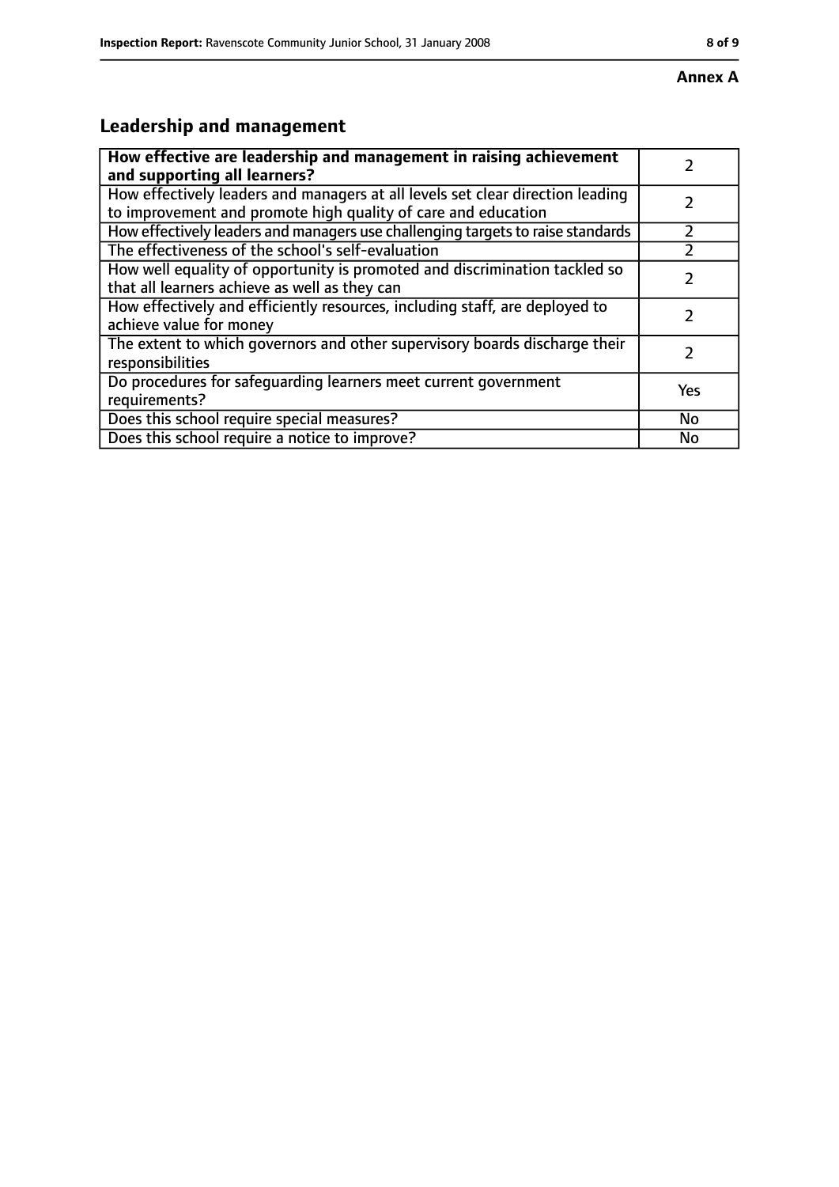**Annex A**

## Leadership and management

| **How effective are leadership and management in raising achievement and supporting all learners?** | 2 |
|---|---|
| How effectively leaders and managers at all levels set clear direction leading to improvement and promote high quality of care and education | 2 |
| How effectively leaders and managers use challenging targets to raise standards | 2 |
| The effectiveness of the school's self-evaluation | 2 |
| How well equality of opportunity is promoted and discrimination tackled so that all learners achieve as well as they can | 2 |
| How effectively and efficiently resources, including staff, are deployed to achieve value for money | 2 |
| The extent to which governors and other supervisory boards discharge their responsibilities | 2 |
| Do procedures for safeguarding learners meet current government requirements? | Yes |
| Does this school require special measures? | No |
| Does this school require a notice to improve? | No |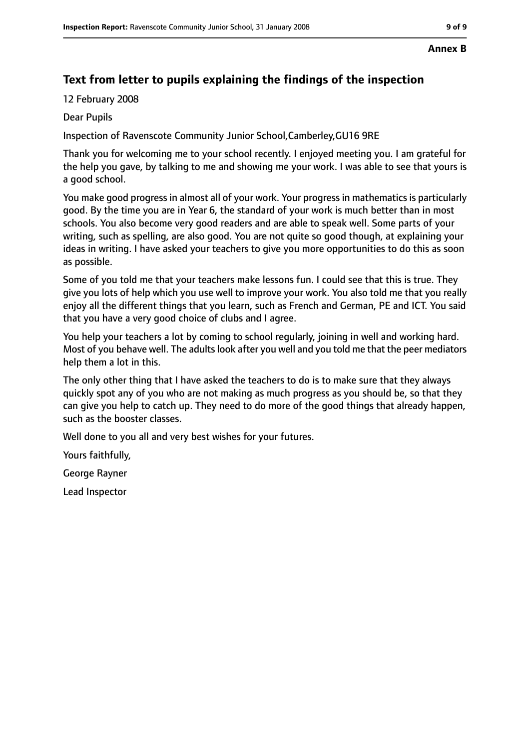**Annex B**

## Text from letter to pupils explaining the findings of the inspection

12 February 2008

Dear Pupils

Inspection of Ravenscote Community Junior School,Camberley,GU16 9RE

Thank you for welcoming me to your school recently. I enjoyed meeting you. I am grateful for the help you gave, by talking to me and showing me your work. I was able to see that yours is a good school.

You make good progress in almost all of your work. Your progress in mathematics is particularly good. By the time you are in Year 6, the standard of your work is much better than in most schools. You also become very good readers and are able to speak well. Some parts of your writing, such as spelling, are also good. You are not quite so good though, at explaining your ideas in writing. I have asked your teachers to give you more opportunities to do this as soon as possible.

Some of you told me that your teachers make lessons fun. I could see that this is true. They give you lots of help which you use well to improve your work. You also told me that you really enjoy all the different things that you learn, such as French and German, PE and ICT. You said that you have a very good choice of clubs and I agree.

You help your teachers a lot by coming to school regularly, joining in well and working hard. Most of you behave well. The adults look after you well and you told me that the peer mediators help them a lot in this.

The only other thing that I have asked the teachers to do is to make sure that they always quickly spot any of you who are not making as much progress as you should be, so that they can give you help to catch up. They need to do more of the good things that already happen, such as the booster classes.

Well done to you all and very best wishes for your futures.

Yours faithfully,

George Rayner

Lead Inspector